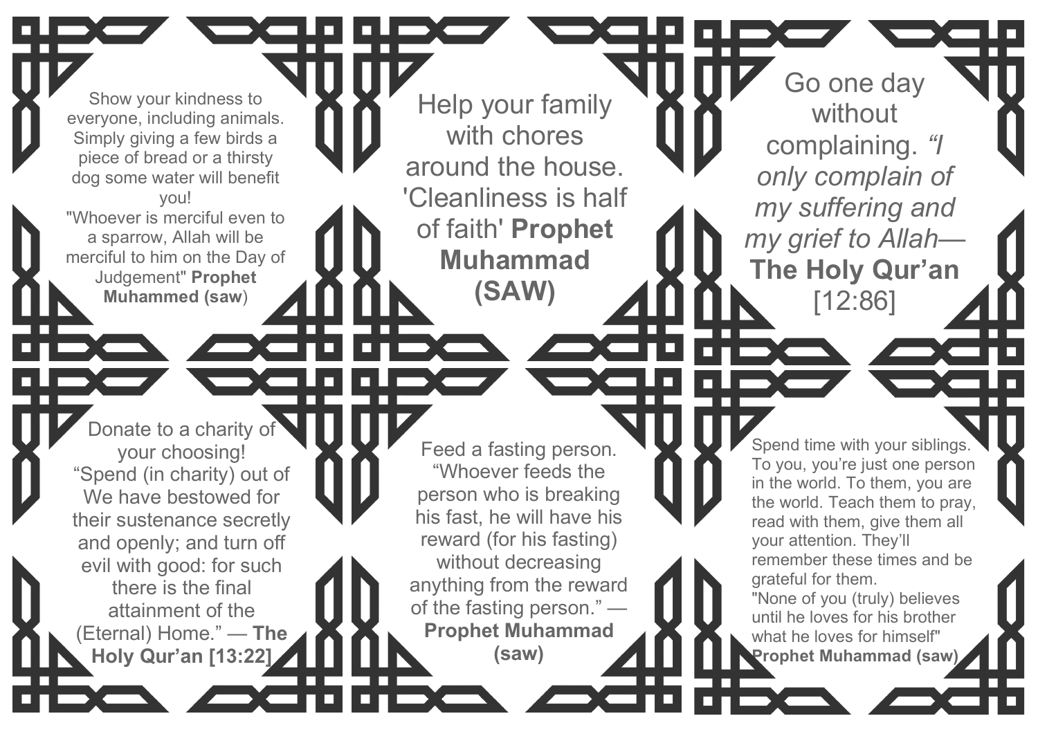Show your kindness to everyone, including animals. Simply giving a few birds a piece of bread or a thirsty dog some water will benefit you!
"Whoever is merciful even to a sparrow, Allah will be merciful to him on the Day of Judgement" **Prophet Muhammed (saw**)

Help your family with chores around the house. 'Cleanliness is half of faith' **Prophet Muhammad (SAW)**

Go one day without complaining. *"I only complain of my suffering and my grief to Allah*— **The Holy Qur'an** [12:86]

Donate to a charity of your choosing!
"Spend (in charity) out of We have bestowed for their sustenance secretly and openly; and turn off evil with good: for such there is the final attainment of the (Eternal) Home." — **The Holy Qur'an [13:22]**

Feed a fasting person.
"Whoever feeds the person who is breaking his fast, he will have his reward (for his fasting) without decreasing anything from the reward of the fasting person." — **Prophet Muhammad (saw)**

Spend time with your siblings. To you, you're just one person in the world. To them, you are the world. Teach them to pray, read with them, give them all your attention. They'll remember these times and be grateful for them.
"None of you (truly) believes until he loves for his brother what he loves for himself" **Prophet Muhammad (saw)**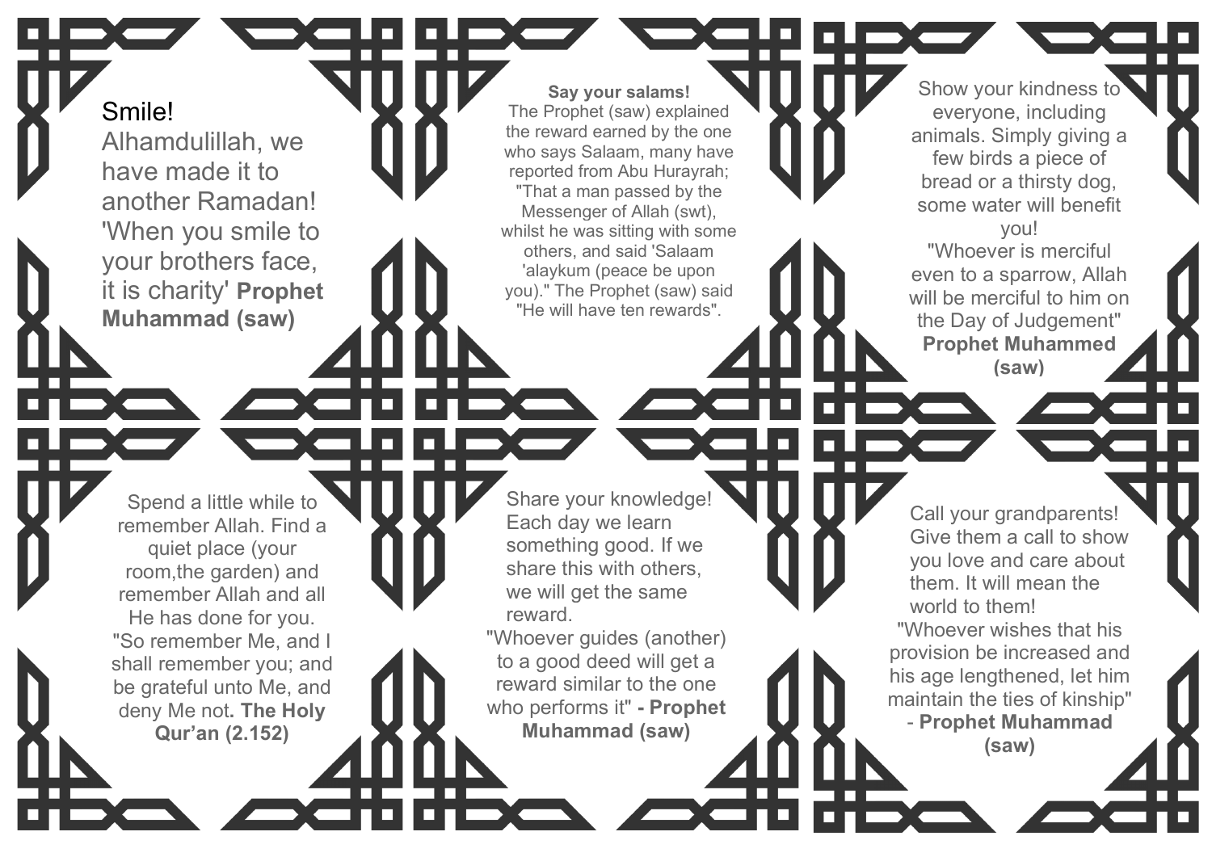Smile!

Alhamdulillah, we have made it to another Ramadan! 'When you smile to your brothers face, it is charity' **Prophet Muhammad (saw)**

**Say your salams!**

The Prophet (saw) explained the reward earned by the one who says Salaam, many have reported from Abu Hurayrah; "That a man passed by the Messenger of Allah (swt), whilst he was sitting with some others, and said 'Salaam 'alaykum (peace be upon you)." The Prophet (saw) said "He will have ten rewards".

Show your kindness to everyone, including animals. Simply giving a few birds a piece of bread or a thirsty dog, some water will benefit you!

"Whoever is merciful even to a sparrow, Allah will be merciful to him on the Day of Judgement" **Prophet Muhammed (saw)**

Spend a little while to remember Allah. Find a quiet place (your room,the garden) and remember Allah and all He has done for you. "So remember Me, and I shall remember you; and be grateful unto Me, and deny Me not**. The Holy Qur'an (2.152)**

Share your knowledge! Each day we learn something good. If we share this with others, we will get the same reward.

"Whoever guides (another) to a good deed will get a reward similar to the one who performs it" **- Prophet Muhammad (saw)**

Call your grandparents! Give them a call to show you love and care about them. It will mean the world to them!

"Whoever wishes that his provision be increased and his age lengthened, let him maintain the ties of kinship" - **Prophet Muhammad (saw)**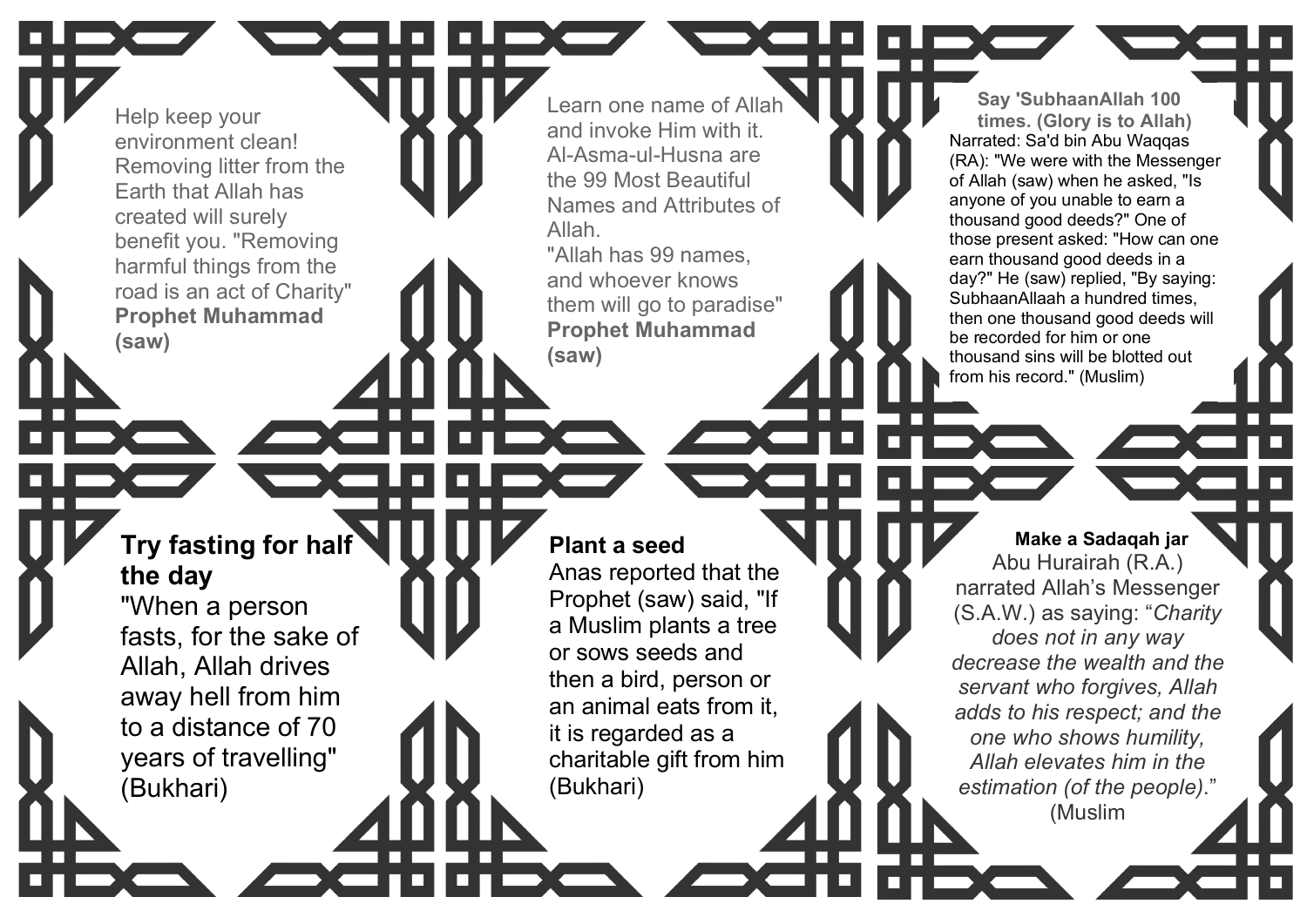Help keep your environment clean! Removing litter from the Earth that Allah has created will surely benefit you. "Removing harmful things from the road is an act of Charity" **Prophet Muhammad (saw)**

Learn one name of Allah and invoke Him with it. Al-Asma-ul-Husna are the 99 Most Beautiful Names and Attributes of Allah.
"Allah has 99 names, and whoever knows them will go to paradise" **Prophet Muhammad (saw)**

**Say 'SubhaanAllah 100 times. (Glory is to Allah)**
Narrated: Sa'd bin Abu Waqqas (RA): "We were with the Messenger of Allah (saw) when he asked, "Is anyone of you unable to earn a thousand good deeds?" One of those present asked: "How can one earn thousand good deeds in a day?" He (saw) replied, "By saying: SubhaanAllaah a hundred times, then one thousand good deeds will be recorded for him or one thousand sins will be blotted out from his record." (Muslim)

**Try fasting for half the day**
"When a person fasts, for the sake of Allah, Allah drives away hell from him to a distance of 70 years of travelling" (Bukhari)

**Plant a seed**
Anas reported that the Prophet (saw) said, "If a Muslim plants a tree or sows seeds and then a bird, person or an animal eats from it, it is regarded as a charitable gift from him (Bukhari)

**Make a Sadaqah jar**
Abu Hurairah (R.A.) narrated Allah's Messenger (S.A.W.) as saying: "*Charity does not in any way decrease the wealth and the servant who forgives, Allah adds to his respect; and the one who shows humility, Allah elevates him in the estimation (of the people).*" (Muslim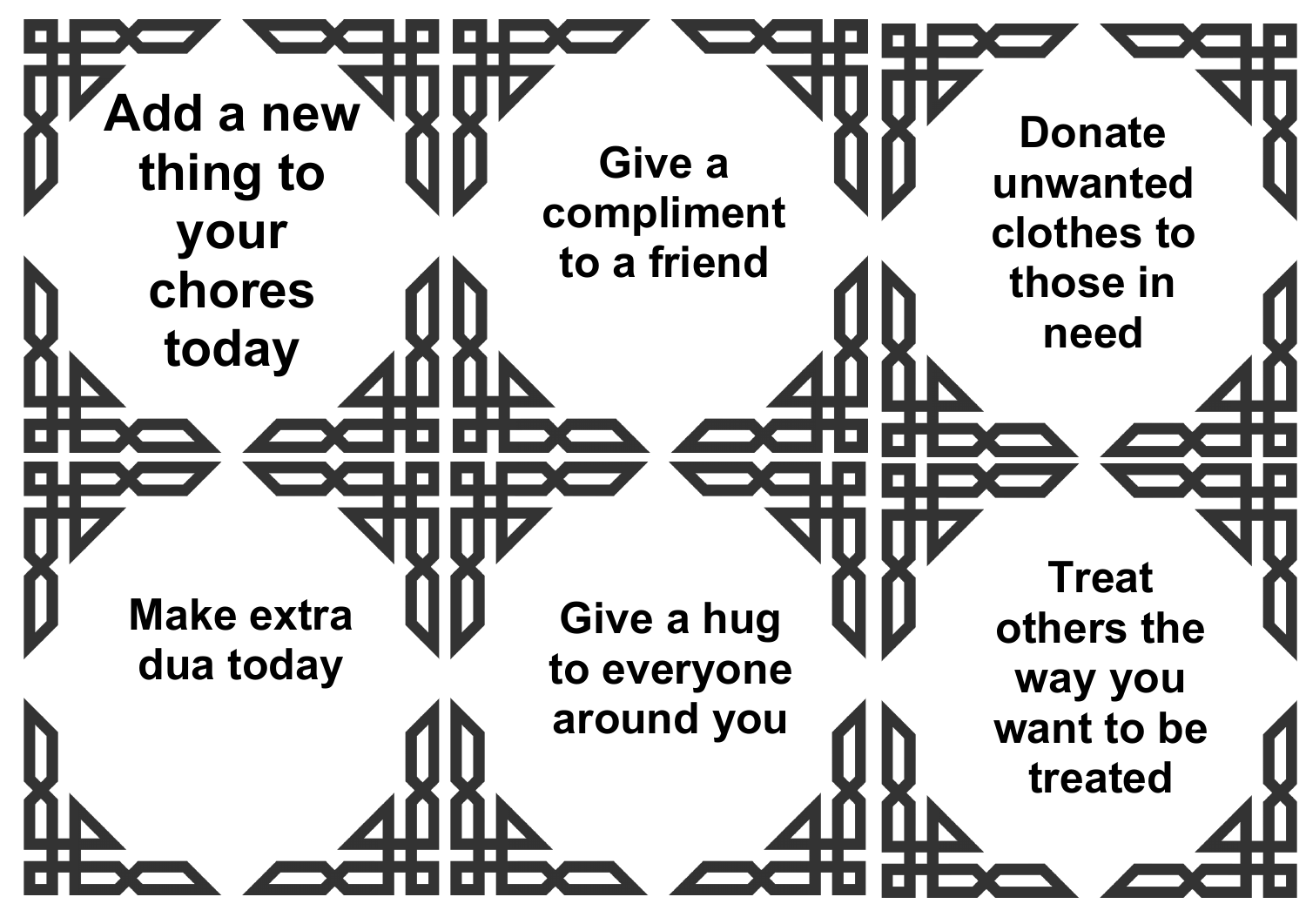Add a new thing to your chores today

Give a compliment to a friend

Donate unwanted clothes to those in need

Make extra dua today

Give a hug to everyone around you

Treat others the way you want to be treated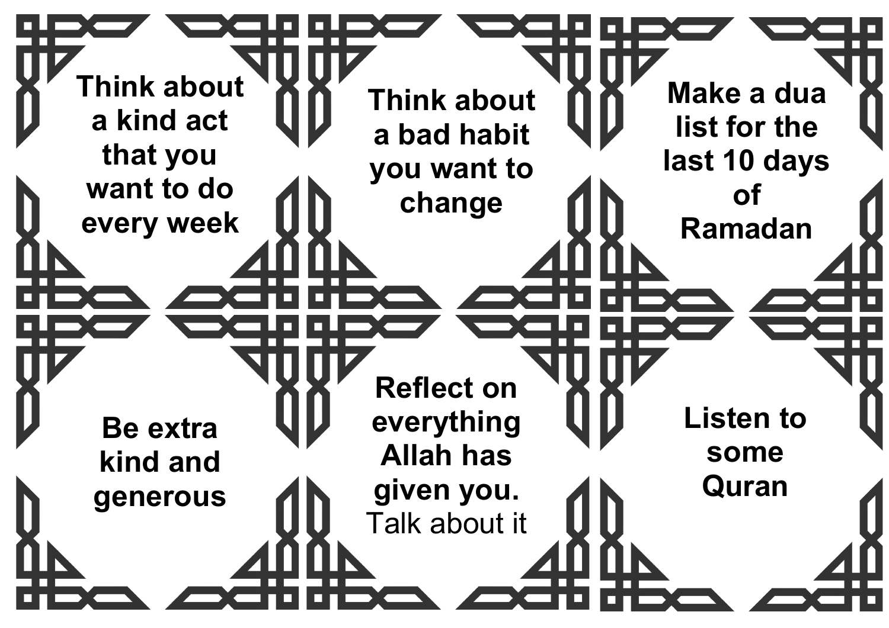**Think about a kind act that you want to do every week**

**Think about a bad habit you want to change**

**Make a dua list for the last 10 days of Ramadan**

**Be extra kind and generous**

**Reflect on everything Allah has given you.** Talk about it

**Listen to some Quran**